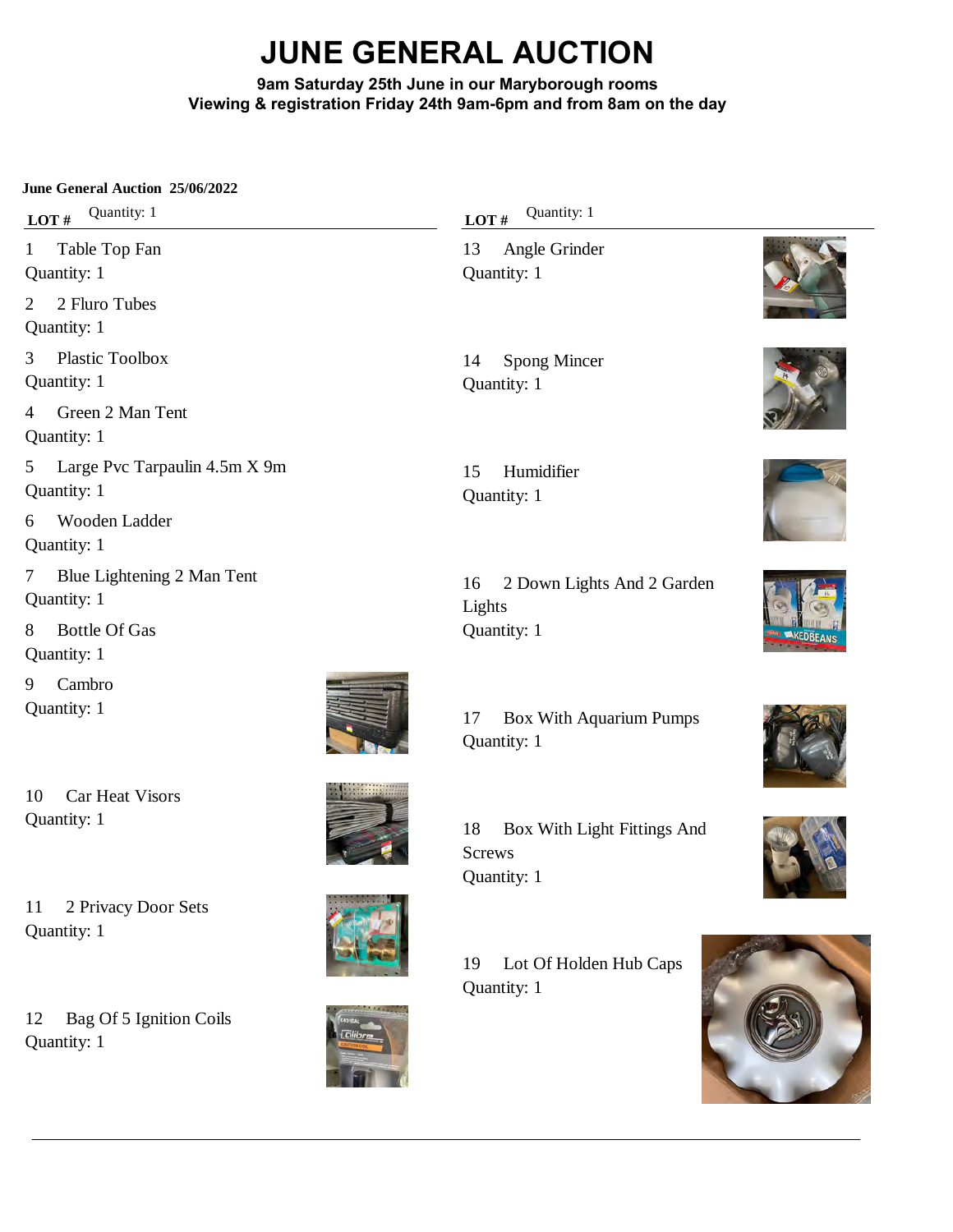# JUNE GENERAL AUCTION

**9am Saturday 25th June in our Maryborough rooms**
**Viewing & registration Friday 24th 9am-6pm and from 8am on the day**

**June General Auction 25/06/2022**

**LOT #** Quantity: 1

1 Table Top Fan
Quantity: 1

2 2 Fluro Tubes
Quantity: 1

3 Plastic Toolbox
Quantity: 1

4 Green 2 Man Tent
Quantity: 1

5 Large Pvc Tarpaulin 4.5m X 9m
Quantity: 1

6 Wooden Ladder
Quantity: 1

7 Blue Lightening 2 Man Tent
Quantity: 1

8 Bottle Of Gas
Quantity: 1

9 Cambro
Quantity: 1

10 Car Heat Visors
Quantity: 1

11 2 Privacy Door Sets
Quantity: 1

12 Bag Of 5 Ignition Coils
Quantity: 1

**LOT #** Quantity: 1

13 Angle Grinder
Quantity: 1

14 Spong Mincer
Quantity: 1

15 Humidifier
Quantity: 1

16 2 Down Lights And 2 Garden Lights
Quantity: 1

17 Box With Aquarium Pumps
Quantity: 1

18 Box With Light Fittings And Screws
Quantity: 1

19 Lot Of Holden Hub Caps
Quantity: 1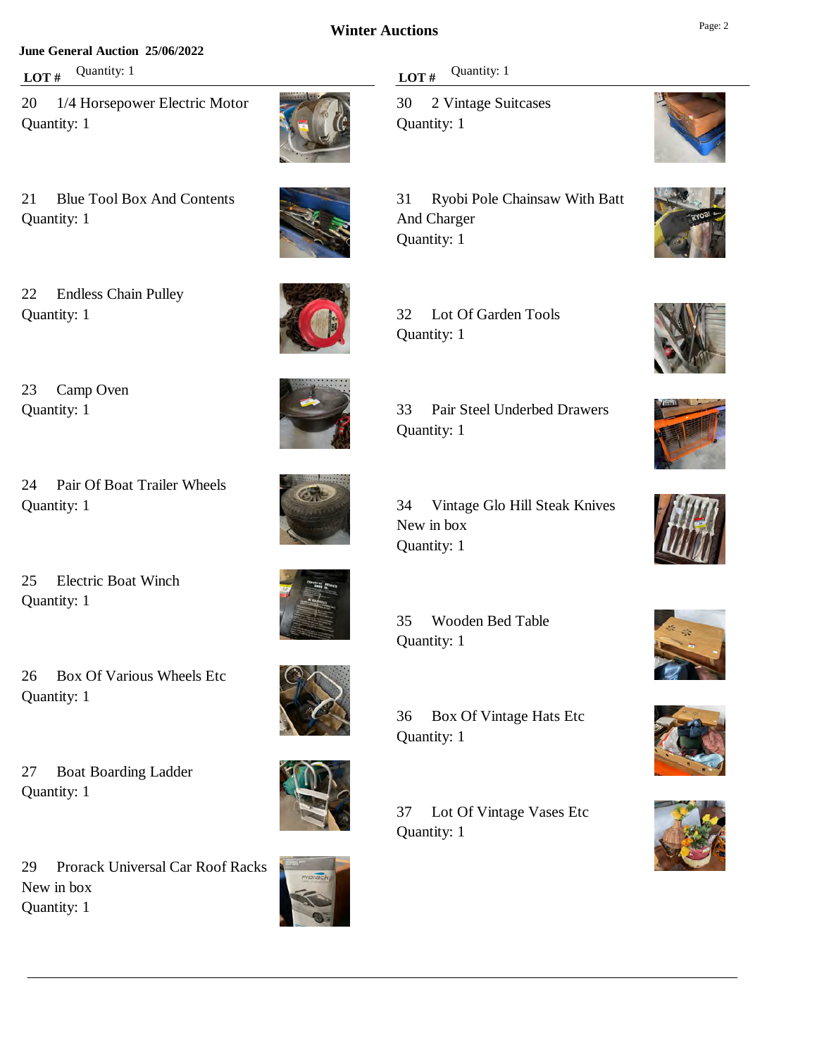# Winter Auctions

**June General Auction 25/06/2022**

| LOT # | Description | Quantity |
|---|---|---|
| 20 | 1/4 Horsepower Electric Motor | 1 |
| 21 | Blue Tool Box And Contents | 1 |
| 22 | Endless Chain Pulley | 1 |
| 23 | Camp Oven | 1 |
| 24 | Pair Of Boat Trailer Wheels | 1 |
| 25 | Electric Boat Winch | 1 |
| 26 | Box Of Various Wheels Etc | 1 |
| 27 | Boat Boarding Ladder | 1 |
| 29 | Prorack Universal Car Roof Racks New in box | 1 |
| 30 | 2 Vintage Suitcases | 1 |
| 31 | Ryobi Pole Chainsaw With Batt And Charger | 1 |
| 32 | Lot Of Garden Tools | 1 |
| 33 | Pair Steel Underbed Drawers | 1 |
| 34 | Vintage Glo Hill Steak Knives New in box | 1 |
| 35 | Wooden Bed Table | 1 |
| 36 | Box Of Vintage Hats Etc | 1 |
| 37 | Lot Of Vintage Vases Etc | 1 |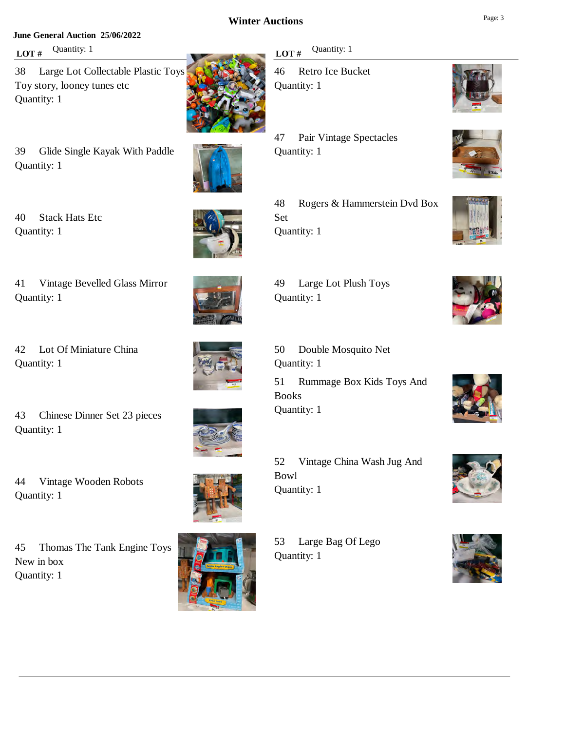## June General Auction 25/06/2022

| LOT # | Quantity: 1 |
|---|---|

38 Large Lot Collectable Plastic Toys Toy story, looney tunes etc
Quantity: 1

39 Glide Single Kayak With Paddle
Quantity: 1

40 Stack Hats Etc
Quantity: 1

41 Vintage Bevelled Glass Mirror
Quantity: 1

42 Lot Of Miniature China
Quantity: 1

43 Chinese Dinner Set 23 pieces
Quantity: 1

44 Vintage Wooden Robots
Quantity: 1

45 Thomas The Tank Engine Toys New in box
Quantity: 1

| LOT # | Quantity: 1 |
|---|---|

46 Retro Ice Bucket
Quantity: 1

47 Pair Vintage Spectacles
Quantity: 1

48 Rogers & Hammerstein Dvd Box Set
Quantity: 1

49 Large Lot Plush Toys
Quantity: 1

50 Double Mosquito Net
Quantity: 1

51 Rummage Box Kids Toys And Books
Quantity: 1

52 Vintage China Wash Jug And Bowl
Quantity: 1

53 Large Bag Of Lego
Quantity: 1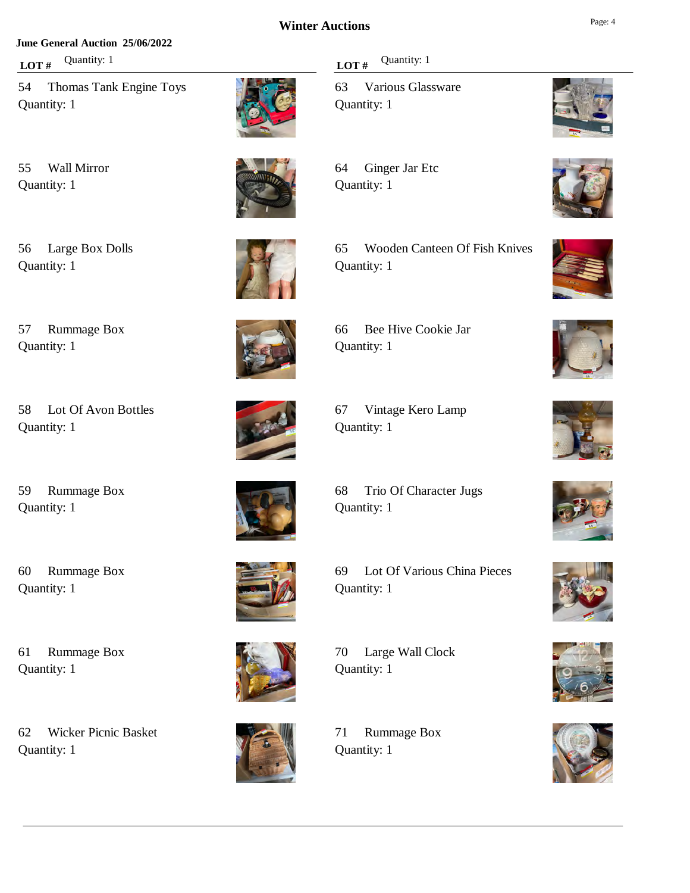## June General Auction 25/06/2022

| LOT # | Description | Quantity |
| --- | --- | --- |
| 54 | Thomas Tank Engine Toys | 1 |
| 55 | Wall Mirror | 1 |
| 56 | Large Box Dolls | 1 |
| 57 | Rummage Box | 1 |
| 58 | Lot Of Avon Bottles | 1 |
| 59 | Rummage Box | 1 |
| 60 | Rummage Box | 1 |
| 61 | Rummage Box | 1 |
| 62 | Wicker Picnic Basket | 1 |
| 63 | Various Glassware | 1 |
| 64 | Ginger Jar Etc | 1 |
| 65 | Wooden Canteen Of Fish Knives | 1 |
| 66 | Bee Hive Cookie Jar | 1 |
| 67 | Vintage Kero Lamp | 1 |
| 68 | Trio Of Character Jugs | 1 |
| 69 | Lot Of Various China Pieces | 1 |
| 70 | Large Wall Clock | 1 |
| 71 | Rummage Box | 1 |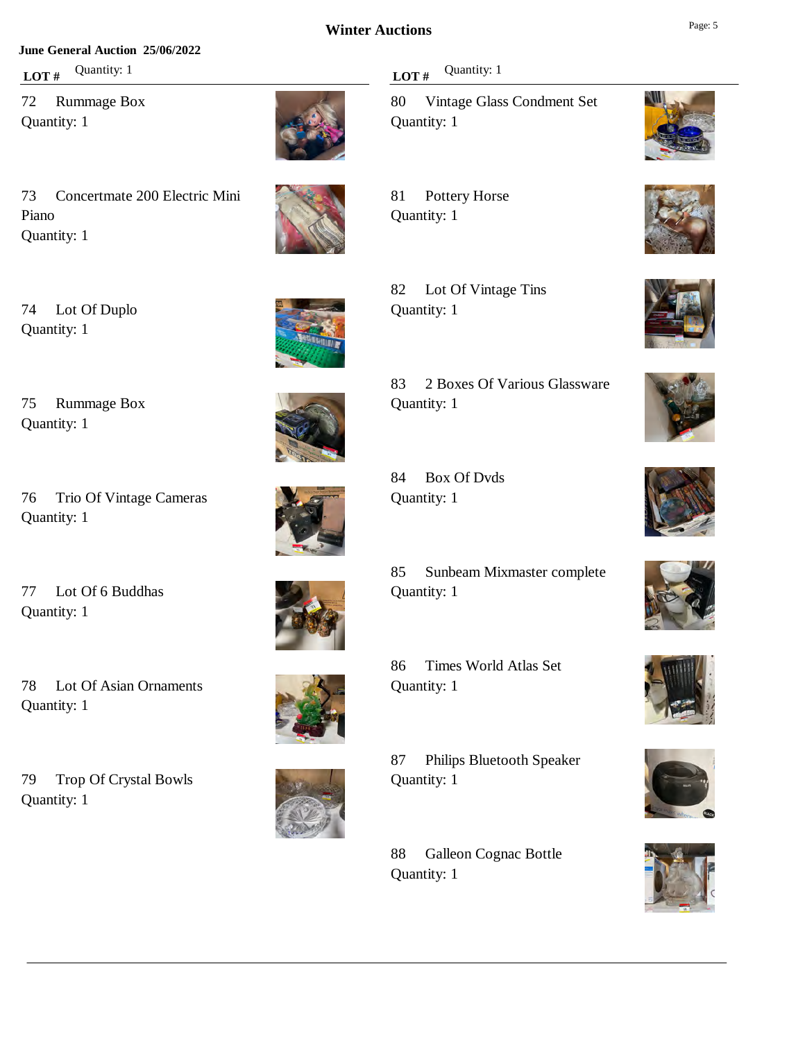## June General Auction 25/06/2022

| LOT # | Description | Quantity |
|---|---|---|
| 72 | Rummage Box | Quantity: 1 |
| 73 | Concertmate 200 Electric Mini Piano | Quantity: 1 |
| 74 | Lot Of Duplo | Quantity: 1 |
| 75 | Rummage Box | Quantity: 1 |
| 76 | Trio Of Vintage Cameras | Quantity: 1 |
| 77 | Lot Of 6 Buddhas | Quantity: 1 |
| 78 | Lot Of Asian Ornaments | Quantity: 1 |
| 79 | Trop Of Crystal Bowls | Quantity: 1 |
| 80 | Vintage Glass Condment Set | Quantity: 1 |
| 81 | Pottery Horse | Quantity: 1 |
| 82 | Lot Of Vintage Tins | Quantity: 1 |
| 83 | 2 Boxes Of Various Glassware | Quantity: 1 |
| 84 | Box Of Dvds | Quantity: 1 |
| 85 | Sunbeam Mixmaster complete | Quantity: 1 |
| 86 | Times World Atlas Set | Quantity: 1 |
| 87 | Philips Bluetooth Speaker | Quantity: 1 |
| 88 | Galleon Cognac Bottle | Quantity: 1 |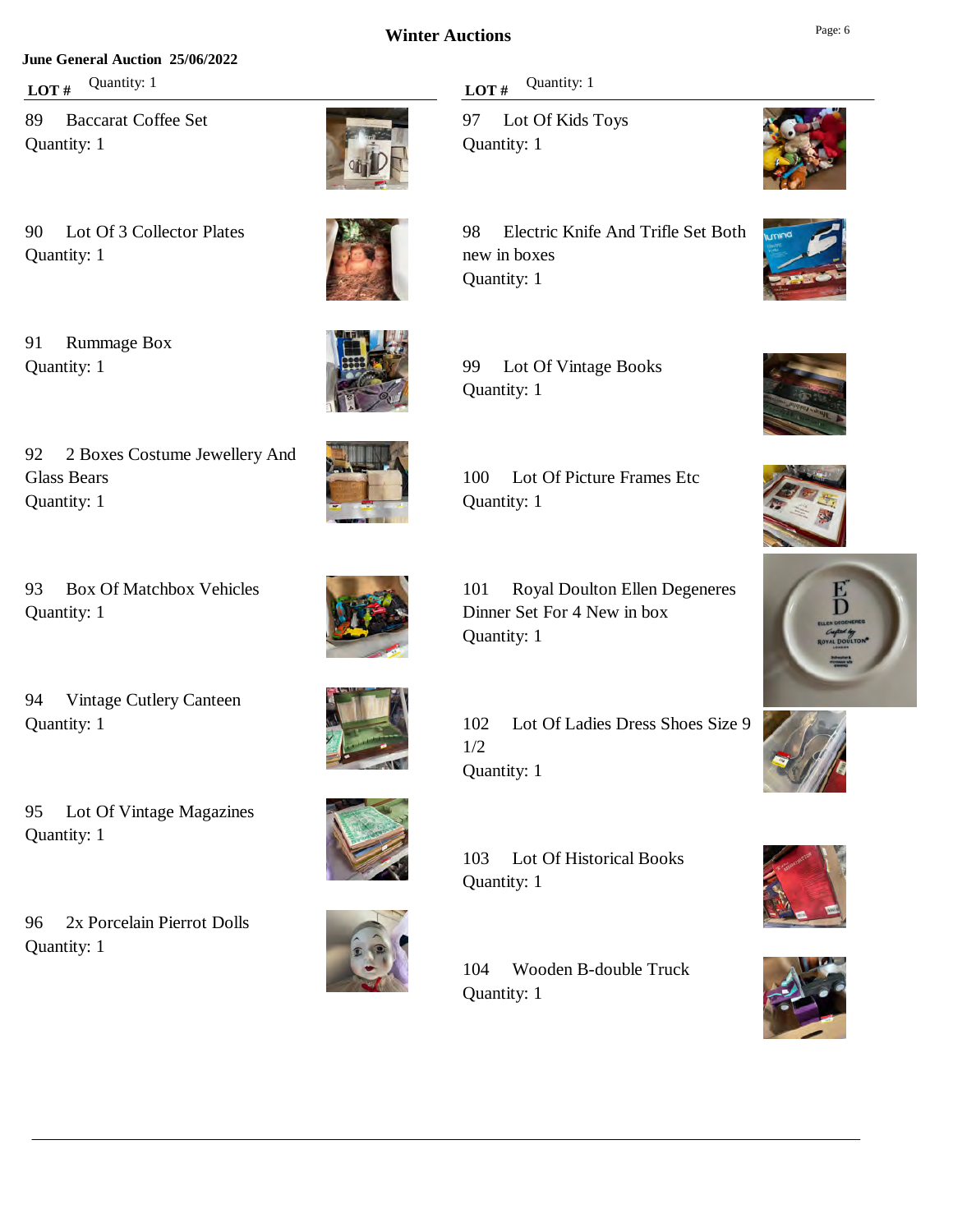# Winter Auctions

**June General Auction 25/06/2022**

| LOT # | Quantity: 1 |
|---|---|
| 89 | Baccarat Coffee Set<br>Quantity: 1 |
| 90 | Lot Of 3 Collector Plates<br>Quantity: 1 |
| 91 | Rummage Box<br>Quantity: 1 |
| 92 | 2 Boxes Costume Jewellery And Glass Bears<br>Quantity: 1 |
| 93 | Box Of Matchbox Vehicles<br>Quantity: 1 |
| 94 | Vintage Cutlery Canteen<br>Quantity: 1 |
| 95 | Lot Of Vintage Magazines<br>Quantity: 1 |
| 96 | 2x Porcelain Pierrot Dolls<br>Quantity: 1 |
| 97 | Lot Of Kids Toys<br>Quantity: 1 |
| 98 | Electric Knife And Trifle Set Both new in boxes<br>Quantity: 1 |
| 99 | Lot Of Vintage Books<br>Quantity: 1 |
| 100 | Lot Of Picture Frames Etc<br>Quantity: 1 |
| 101 | Royal Doulton Ellen Degeneres Dinner Set For 4 New in box<br>Quantity: 1 |
| 102 | Lot Of Ladies Dress Shoes Size 9 1/2<br>Quantity: 1 |
| 103 | Lot Of Historical Books<br>Quantity: 1 |
| 104 | Wooden B-double Truck<br>Quantity: 1 |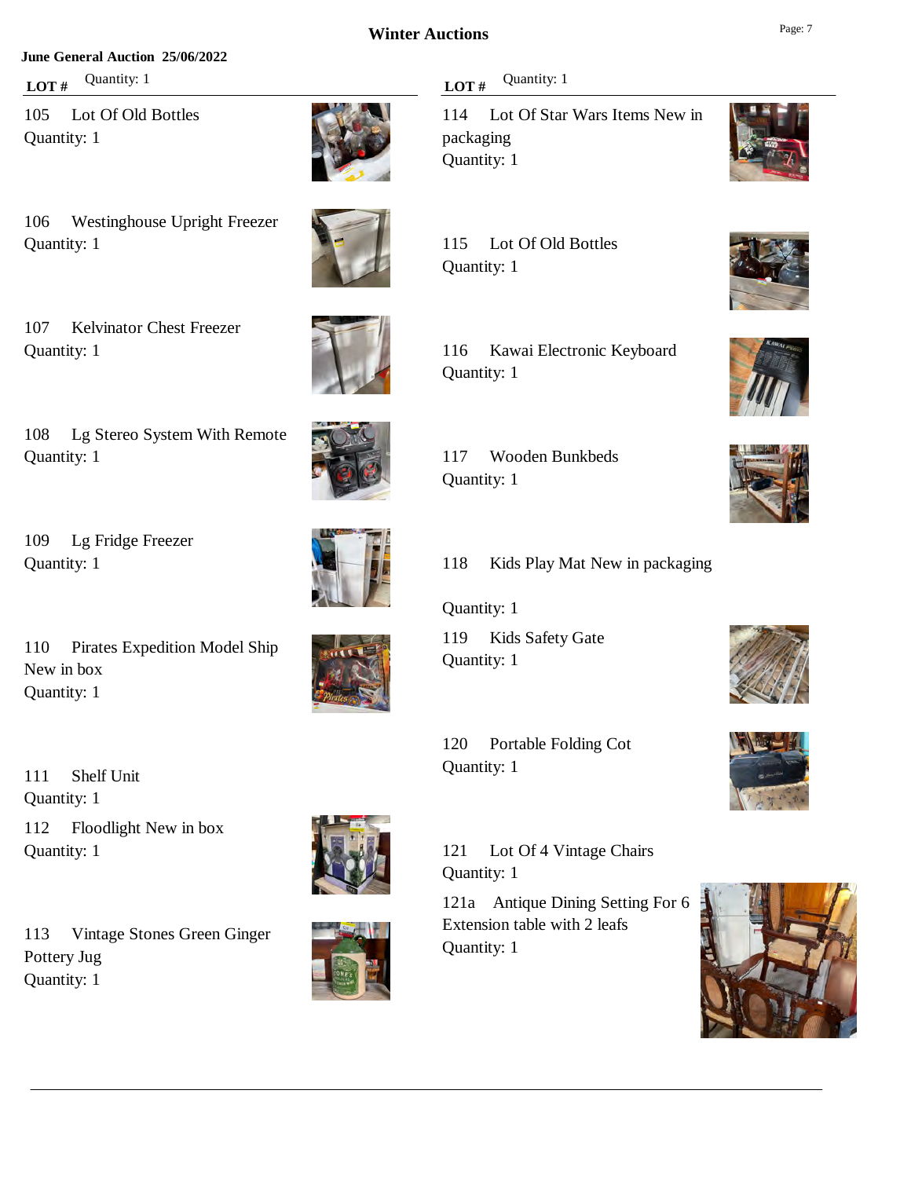## June General Auction 25/06/2022

| LOT # | Description |
| --- | --- |
| 105 | Lot Of Old Bottles<br>Quantity: 1 |
| 106 | Westinghouse Upright Freezer<br>Quantity: 1 |
| 107 | Kelvinator Chest Freezer<br>Quantity: 1 |
| 108 | Lg Stereo System With Remote<br>Quantity: 1 |
| 109 | Lg Fridge Freezer<br>Quantity: 1 |
| 110 | Pirates Expedition Model Ship New in box<br>Quantity: 1 |
| 111 | Shelf Unit<br>Quantity: 1 |
| 112 | Floodlight New in box<br>Quantity: 1 |
| 113 | Vintage Stones Green Ginger Pottery Jug<br>Quantity: 1 |
| 114 | Lot Of Star Wars Items New in packaging<br>Quantity: 1 |
| 115 | Lot Of Old Bottles<br>Quantity: 1 |
| 116 | Kawai Electronic Keyboard<br>Quantity: 1 |
| 117 | Wooden Bunkbeds<br>Quantity: 1 |
| 118 | Kids Play Mat New in packaging<br>Quantity: 1 |
| 119 | Kids Safety Gate<br>Quantity: 1 |
| 120 | Portable Folding Cot<br>Quantity: 1 |
| 121 | Lot Of 4 Vintage Chairs<br>Quantity: 1 |
| 121a | Antique Dining Setting For 6 Extension table with 2 leafs<br>Quantity: 1 |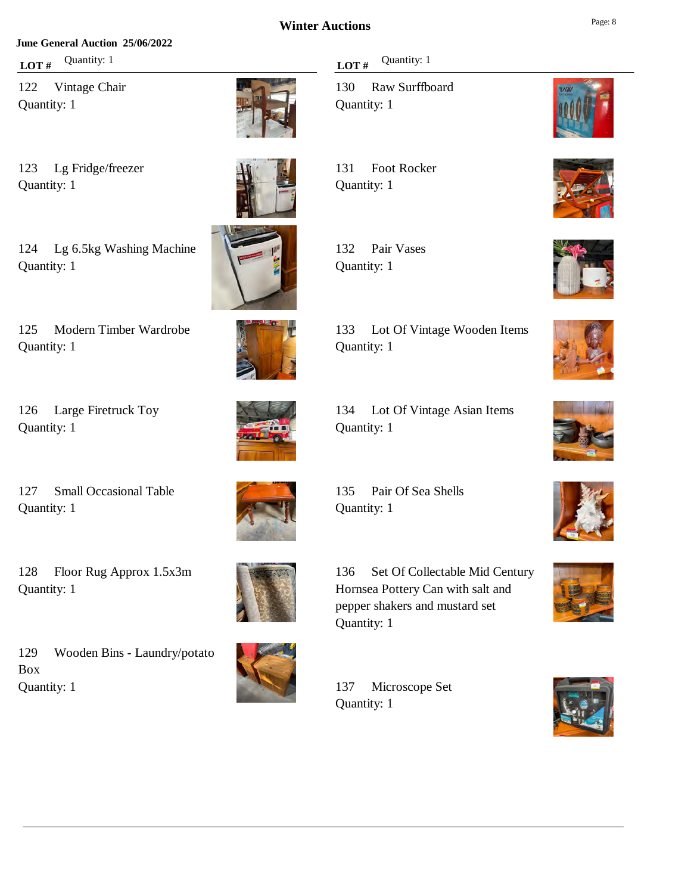## Winter Auctions

**June General Auction 25/06/2022**

| LOT # | Item | Quantity |
|---|---|---|
| 122 | Vintage Chair | Quantity: 1 |
| 123 | Lg Fridge/freezer | Quantity: 1 |
| 124 | Lg 6.5kg Washing Machine | Quantity: 1 |
| 125 | Modern Timber Wardrobe | Quantity: 1 |
| 126 | Large Firetruck Toy | Quantity: 1 |
| 127 | Small Occasional Table | Quantity: 1 |
| 128 | Floor Rug Approx 1.5x3m | Quantity: 1 |
| 129 | Wooden Bins - Laundry/potato Box | Quantity: 1 |
| 130 | Raw Surffboard | Quantity: 1 |
| 131 | Foot Rocker | Quantity: 1 |
| 132 | Pair Vases | Quantity: 1 |
| 133 | Lot Of Vintage Wooden Items | Quantity: 1 |
| 134 | Lot Of Vintage Asian Items | Quantity: 1 |
| 135 | Pair Of Sea Shells | Quantity: 1 |
| 136 | Set Of Collectable Mid Century Hornsea Pottery Can with salt and pepper shakers and mustard set | Quantity: 1 |
| 137 | Microscope Set | Quantity: 1 |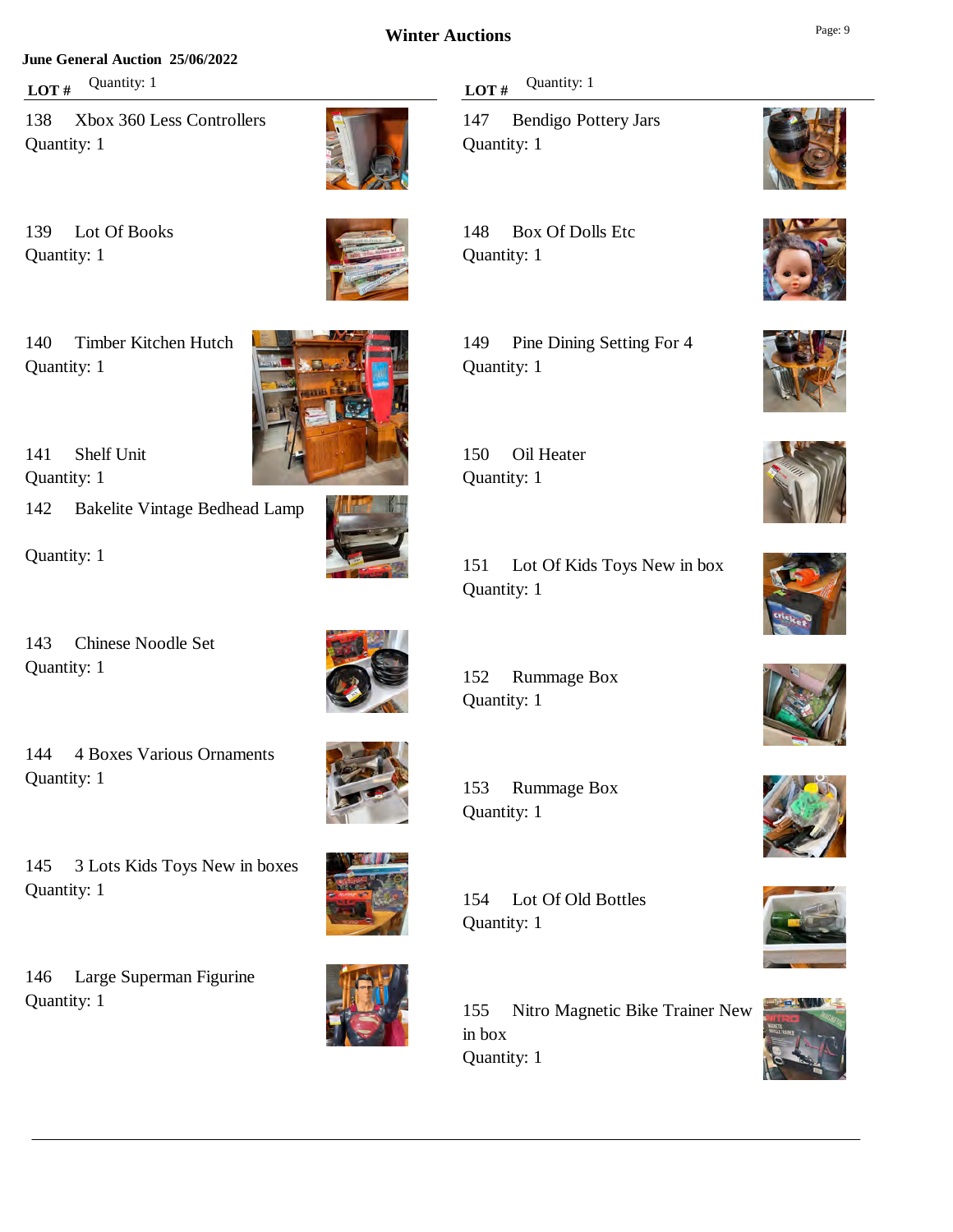# Winter Auctions

**June General Auction 25/06/2022**

| LOT # | Item | Quantity |
|---|---|---|
| 138 | Xbox 360 Less Controllers | 1 |
| 139 | Lot Of Books | 1 |
| 140 | Timber Kitchen Hutch | 1 |
| 141 | Shelf Unit | 1 |
| 142 | Bakelite Vintage Bedhead Lamp | 1 |
| 143 | Chinese Noodle Set | 1 |
| 144 | 4 Boxes Various Ornaments | 1 |
| 145 | 3 Lots Kids Toys New in boxes | 1 |
| 146 | Large Superman Figurine | 1 |
| 147 | Bendigo Pottery Jars | 1 |
| 148 | Box Of Dolls Etc | 1 |
| 149 | Pine Dining Setting For 4 | 1 |
| 150 | Oil Heater | 1 |
| 151 | Lot Of Kids Toys New in box | 1 |
| 152 | Rummage Box | 1 |
| 153 | Rummage Box | 1 |
| 154 | Lot Of Old Bottles | 1 |
| 155 | Nitro Magnetic Bike Trainer New in box | 1 |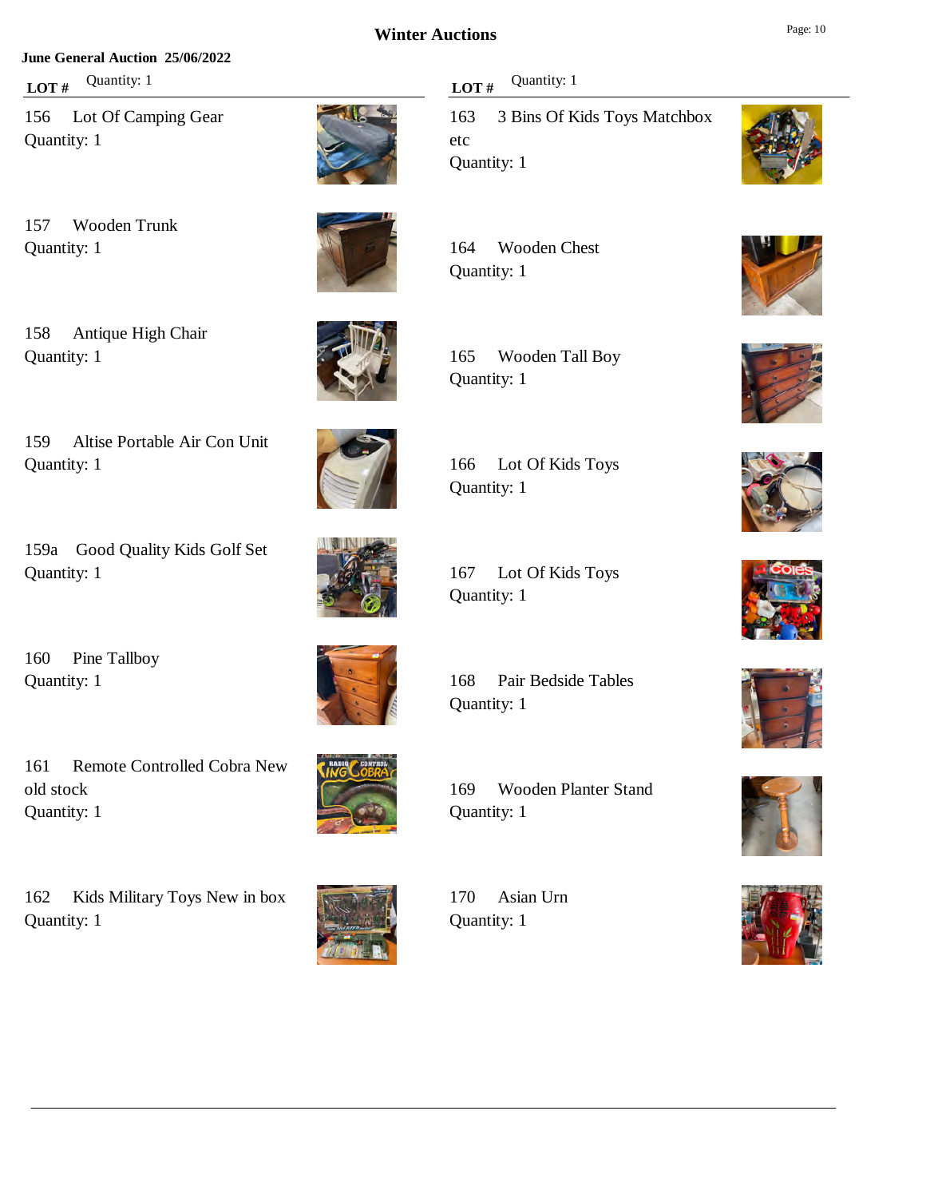**June General Auction 25/06/2022**

| LOT # | Item | Quantity |
|---|---|---|
| 156 | Lot Of Camping Gear | 1 |
| 157 | Wooden Trunk | 1 |
| 158 | Antique High Chair | 1 |
| 159 | Altise Portable Air Con Unit | 1 |
| 159a | Good Quality Kids Golf Set | 1 |
| 160 | Pine Tallboy | 1 |
| 161 | Remote Controlled Cobra New old stock | 1 |
| 162 | Kids Military Toys New in box | 1 |
| 163 | 3 Bins Of Kids Toys Matchbox etc | 1 |
| 164 | Wooden Chest | 1 |
| 165 | Wooden Tall Boy | 1 |
| 166 | Lot Of Kids Toys | 1 |
| 167 | Lot Of Kids Toys | 1 |
| 168 | Pair Bedside Tables | 1 |
| 169 | Wooden Planter Stand | 1 |
| 170 | Asian Urn | 1 |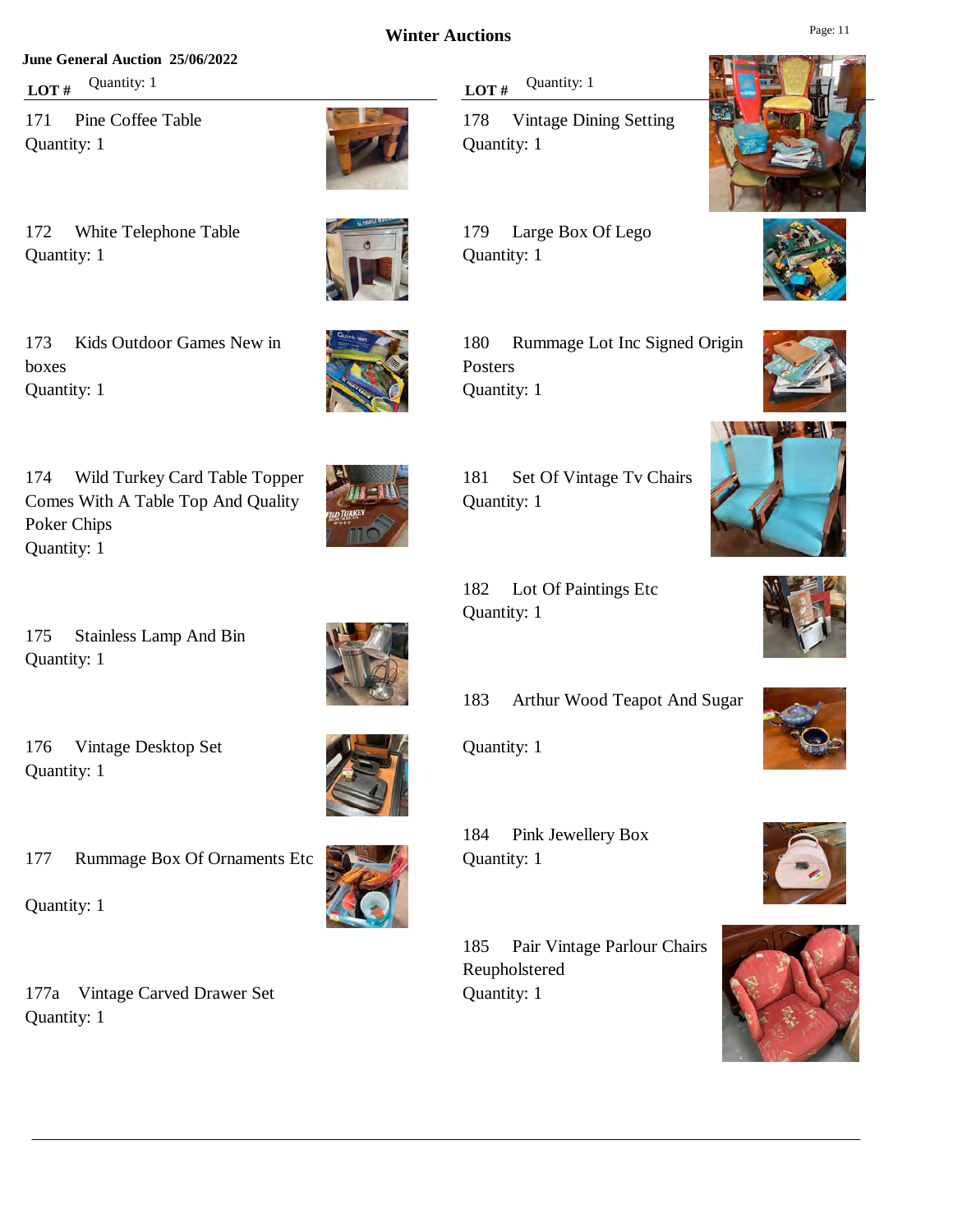# Winter Auctions

**June General Auction 25/06/2022**

**LOT #** Quantity: 1

171 Pine Coffee Table
Quantity: 1

172 White Telephone Table
Quantity: 1

173 Kids Outdoor Games New in boxes
Quantity: 1

174 Wild Turkey Card Table Topper Comes With A Table Top And Quality Poker Chips
Quantity: 1

175 Stainless Lamp And Bin
Quantity: 1

176 Vintage Desktop Set
Quantity: 1

177 Rummage Box Of Ornaments Etc
Quantity: 1

177a Vintage Carved Drawer Set
Quantity: 1

**LOT #** Quantity: 1

178 Vintage Dining Setting
Quantity: 1

179 Large Box Of Lego
Quantity: 1

180 Rummage Lot Inc Signed Origin Posters
Quantity: 1

181 Set Of Vintage Tv Chairs
Quantity: 1

182 Lot Of Paintings Etc
Quantity: 1

183 Arthur Wood Teapot And Sugar
Quantity: 1

184 Pink Jewellery Box
Quantity: 1

185 Pair Vintage Parlour Chairs Reupholstered
Quantity: 1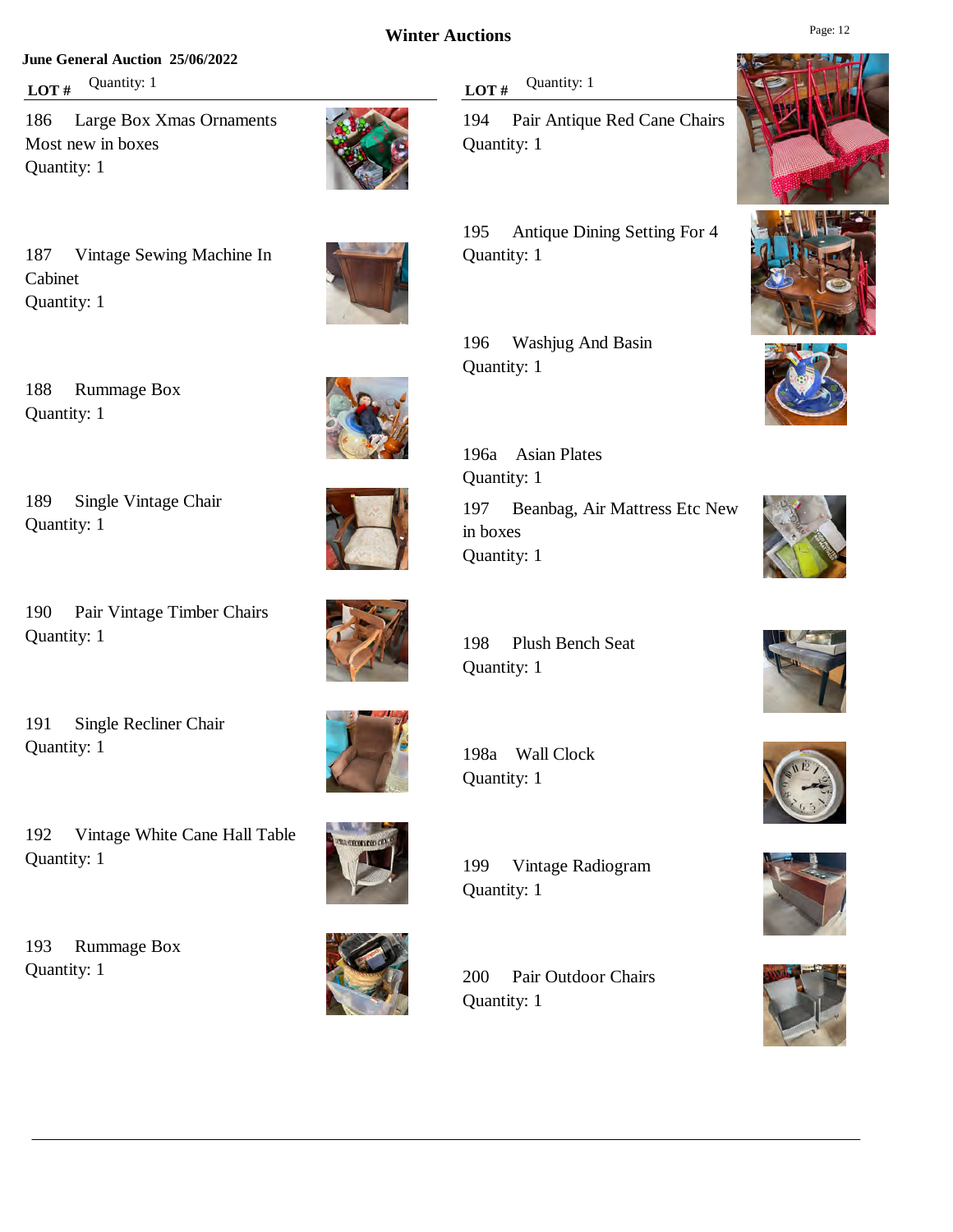# Winter Auctions

**June General Auction 25/06/2022**

| LOT # | Description | Quantity |
|---|---|---|
| 186 | Large Box Xmas Ornaments Most new in boxes | 1 |
| 187 | Vintage Sewing Machine In Cabinet | 1 |
| 188 | Rummage Box | 1 |
| 189 | Single Vintage Chair | 1 |
| 190 | Pair Vintage Timber Chairs | 1 |
| 191 | Single Recliner Chair | 1 |
| 192 | Vintage White Cane Hall Table | 1 |
| 193 | Rummage Box | 1 |
| 194 | Pair Antique Red Cane Chairs | 1 |
| 195 | Antique Dining Setting For 4 | 1 |
| 196 | Washjug And Basin | 1 |
| 196a | Asian Plates | 1 |
| 197 | Beanbag, Air Mattress Etc New in boxes | 1 |
| 198 | Plush Bench Seat | 1 |
| 198a | Wall Clock | 1 |
| 199 | Vintage Radiogram | 1 |
| 200 | Pair Outdoor Chairs | 1 |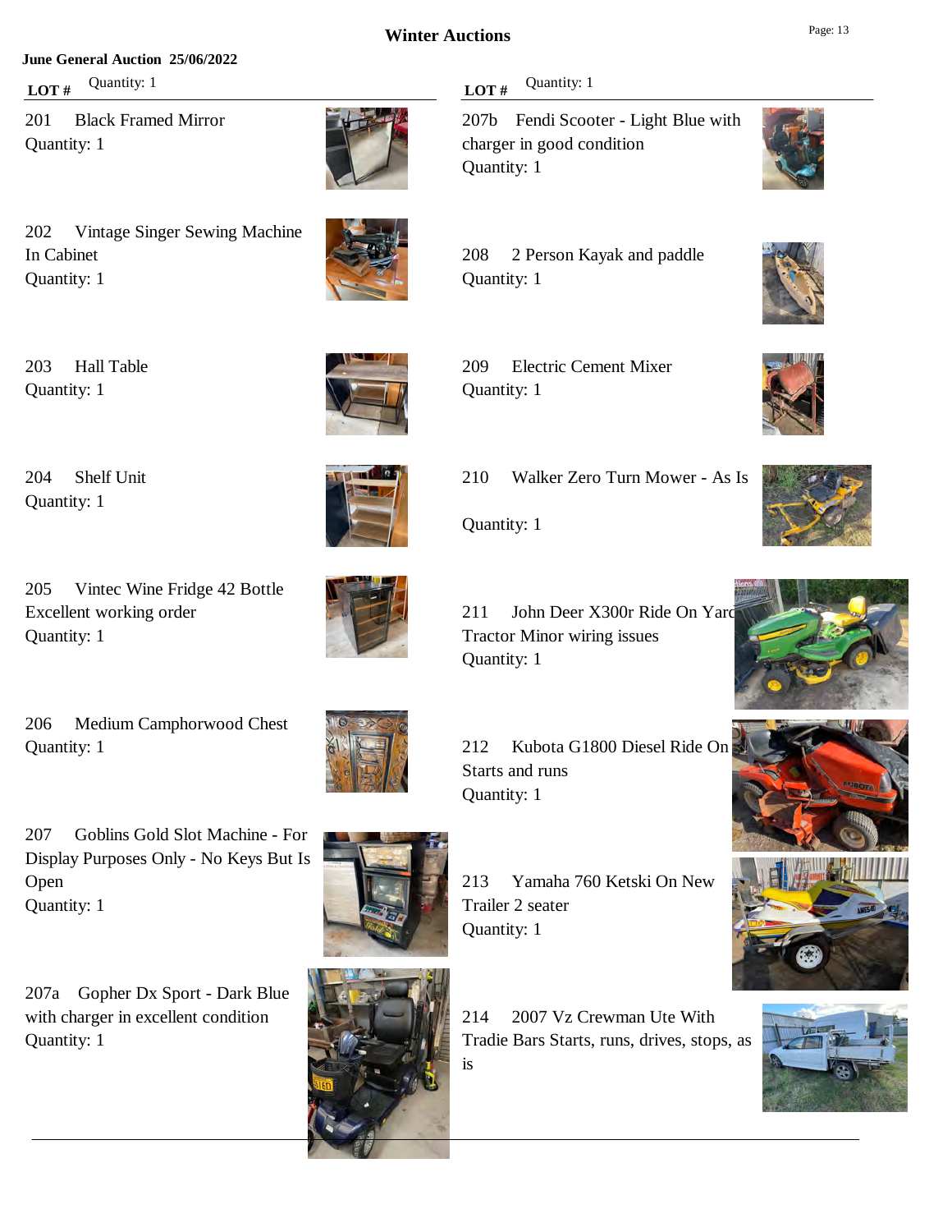# Winter Auctions

**June General Auction 25/06/2022**

| LOT # | Quantity: 1 |
|---|---|
| 201 | Black Framed Mirror<br>Quantity: 1 |
| 202 | Vintage Singer Sewing Machine In Cabinet<br>Quantity: 1 |
| 203 | Hall Table<br>Quantity: 1 |
| 204 | Shelf Unit<br>Quantity: 1 |
| 205 | Vintec Wine Fridge 42 Bottle Excellent working order<br>Quantity: 1 |
| 206 | Medium Camphorwood Chest<br>Quantity: 1 |
| 207 | Goblins Gold Slot Machine - For Display Purposes Only - No Keys But Is Open<br>Quantity: 1 |
| 207a | Gopher Dx Sport - Dark Blue with charger in excellent condition<br>Quantity: 1 |
| 207b | Fendi Scooter - Light Blue with charger in good condition<br>Quantity: 1 |
| 208 | 2 Person Kayak and paddle<br>Quantity: 1 |
| 209 | Electric Cement Mixer<br>Quantity: 1 |
| 210 | Walker Zero Turn Mower - As Is<br>Quantity: 1 |
| 211 | John Deer X300r Ride On Yard Tractor Minor wiring issues<br>Quantity: 1 |
| 212 | Kubota G1800 Diesel Ride On Starts and runs<br>Quantity: 1 |
| 213 | Yamaha 760 Ketski On New Trailer 2 seater<br>Quantity: 1 |
| 214 | 2007 Vz Crewman Ute With Tradie Bars Starts, runs, drives, stops, as is |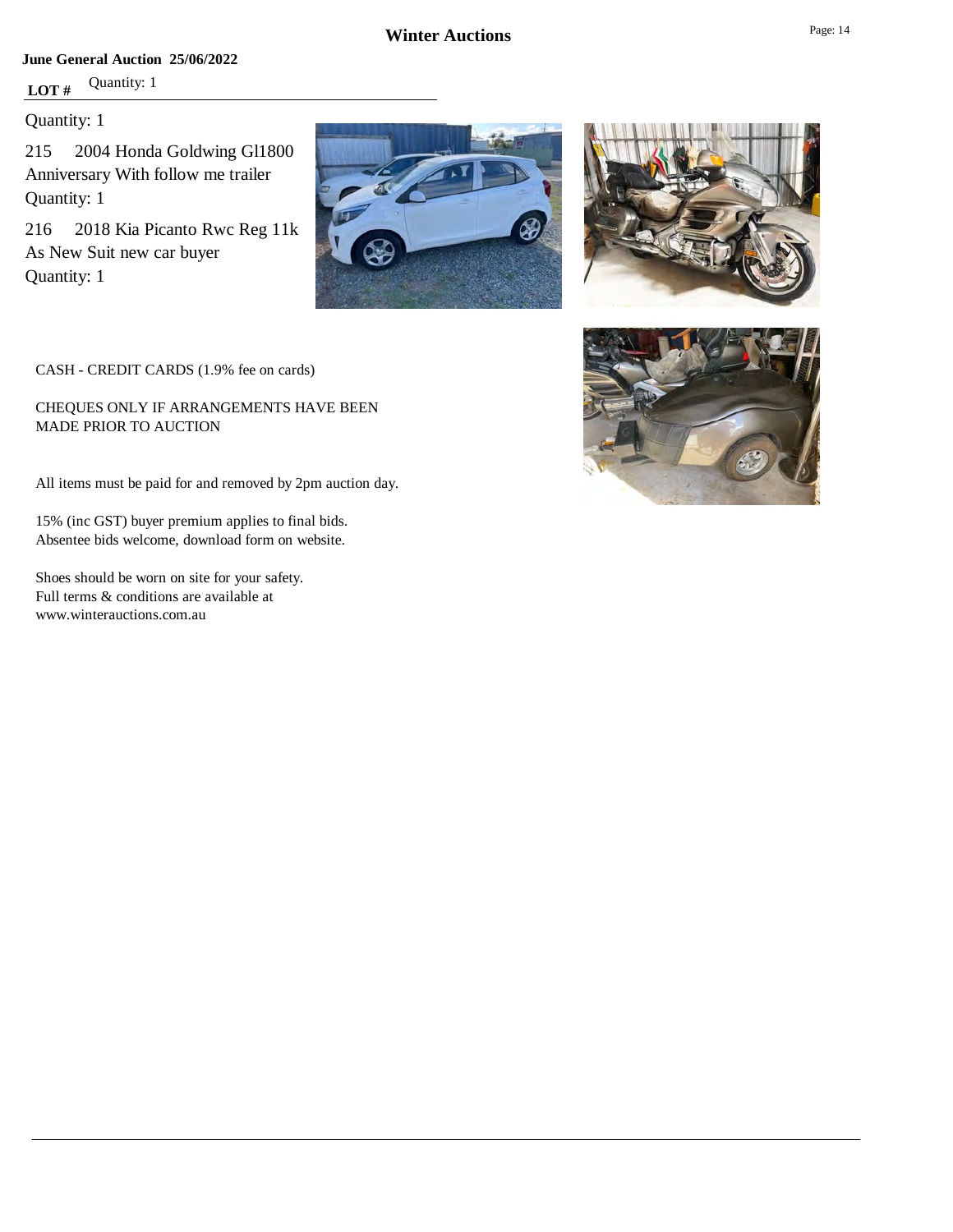**June General Auction 25/06/2022**

**LOT #** Quantity: 1

Quantity: 1

215 2004 Honda Goldwing Gl1800 Anniversary With follow me trailer
Quantity: 1

216 2018 Kia Picanto Rwc Reg 11k As New Suit new car buyer
Quantity: 1

CASH - CREDIT CARDS (1.9% fee on cards)

CHEQUES ONLY IF ARRANGEMENTS HAVE BEEN MADE PRIOR TO AUCTION

All items must be paid for and removed by 2pm auction day.

15% (inc GST) buyer premium applies to final bids.
Absentee bids welcome, download form on website.

Shoes should be worn on site for your safety.
Full terms & conditions are available at
www.winterauctions.com.au